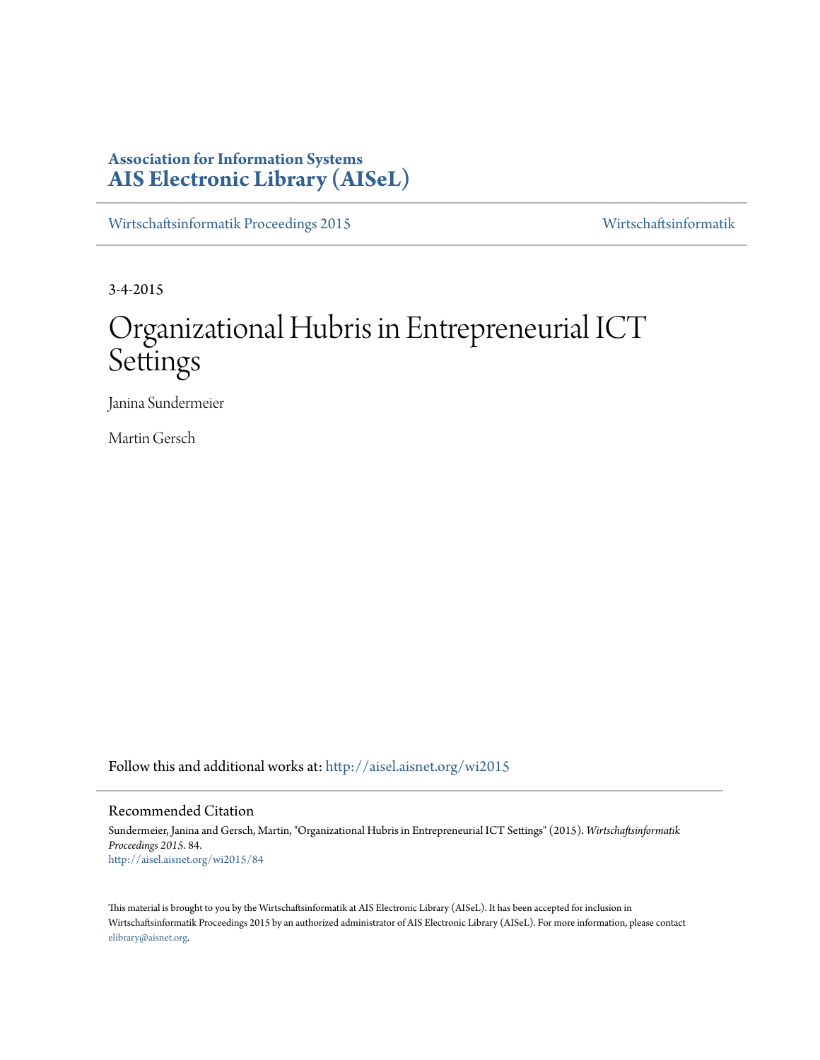**Association for Information Systems**
**AIS Electronic Library (AISeL)**

Wirtschaftsinformatik Proceedings 2015 | Wirtschaftsinformatik

3-4-2015

# Organizational Hubris in Entrepreneurial ICT Settings

Janina Sundermeier

Martin Gersch

Follow this and additional works at: http://aisel.aisnet.org/wi2015

## Recommended Citation

Sundermeier, Janina and Gersch, Martin, "Organizational Hubris in Entrepreneurial ICT Settings" (2015). *Wirtschaftsinformatik Proceedings 2015*. 84.
http://aisel.aisnet.org/wi2015/84

This material is brought to you by the Wirtschaftsinformatik at AIS Electronic Library (AISeL). It has been accepted for inclusion in Wirtschaftsinformatik Proceedings 2015 by an authorized administrator of AIS Electronic Library (AISeL). For more information, please contact elibrary@aisnet.org.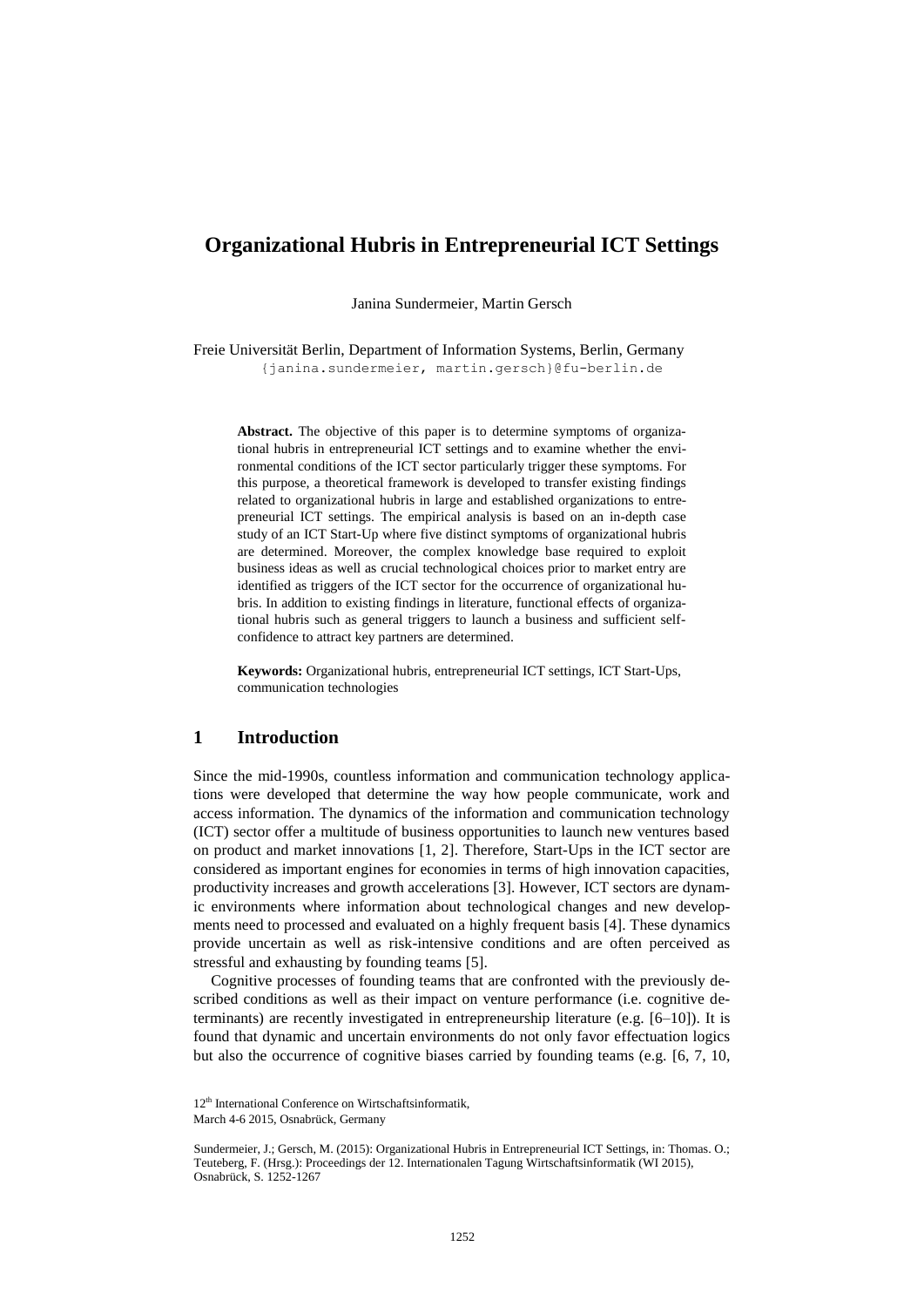# Organizational Hubris in Entrepreneurial ICT Settings

Janina Sundermeier, Martin Gersch

Freie Universität Berlin, Department of Information Systems, Berlin, Germany
{janina.sundermeier, martin.gersch}@fu-berlin.de

**Abstract.** The objective of this paper is to determine symptoms of organizational hubris in entrepreneurial ICT settings and to examine whether the environmental conditions of the ICT sector particularly trigger these symptoms. For this purpose, a theoretical framework is developed to transfer existing findings related to organizational hubris in large and established organizations to entrepreneurial ICT settings. The empirical analysis is based on an in-depth case study of an ICT Start-Up where five distinct symptoms of organizational hubris are determined. Moreover, the complex knowledge base required to exploit business ideas as well as crucial technological choices prior to market entry are identified as triggers of the ICT sector for the occurrence of organizational hubris. In addition to existing findings in literature, functional effects of organizational hubris such as general triggers to launch a business and sufficient self-confidence to attract key partners are determined.

**Keywords:** Organizational hubris, entrepreneurial ICT settings, ICT Start-Ups, communication technologies

## 1 Introduction

Since the mid-1990s, countless information and communication technology applications were developed that determine the way how people communicate, work and access information. The dynamics of the information and communication technology (ICT) sector offer a multitude of business opportunities to launch new ventures based on product and market innovations [1, 2]. Therefore, Start-Ups in the ICT sector are considered as important engines for economies in terms of high innovation capacities, productivity increases and growth accelerations [3]. However, ICT sectors are dynamic environments where information about technological changes and new developments need to processed and evaluated on a highly frequent basis [4]. These dynamics provide uncertain as well as risk-intensive conditions and are often perceived as stressful and exhausting by founding teams [5].

Cognitive processes of founding teams that are confronted with the previously described conditions as well as their impact on venture performance (i.e. cognitive determinants) are recently investigated in entrepreneurship literature (e.g. [6–10]). It is found that dynamic and uncertain environments do not only favor effectuation logics but also the occurrence of cognitive biases carried by founding teams (e.g. [6, 7, 10,

12th International Conference on Wirtschaftsinformatik,
March 4-6 2015, Osnabrück, Germany

Sundermeier, J.; Gersch, M. (2015): Organizational Hubris in Entrepreneurial ICT Settings, in: Thomas. O.; Teuteberg, F. (Hrsg.): Proceedings der 12. Internationalen Tagung Wirtschaftsinformatik (WI 2015), Osnabrück, S. 1252-1267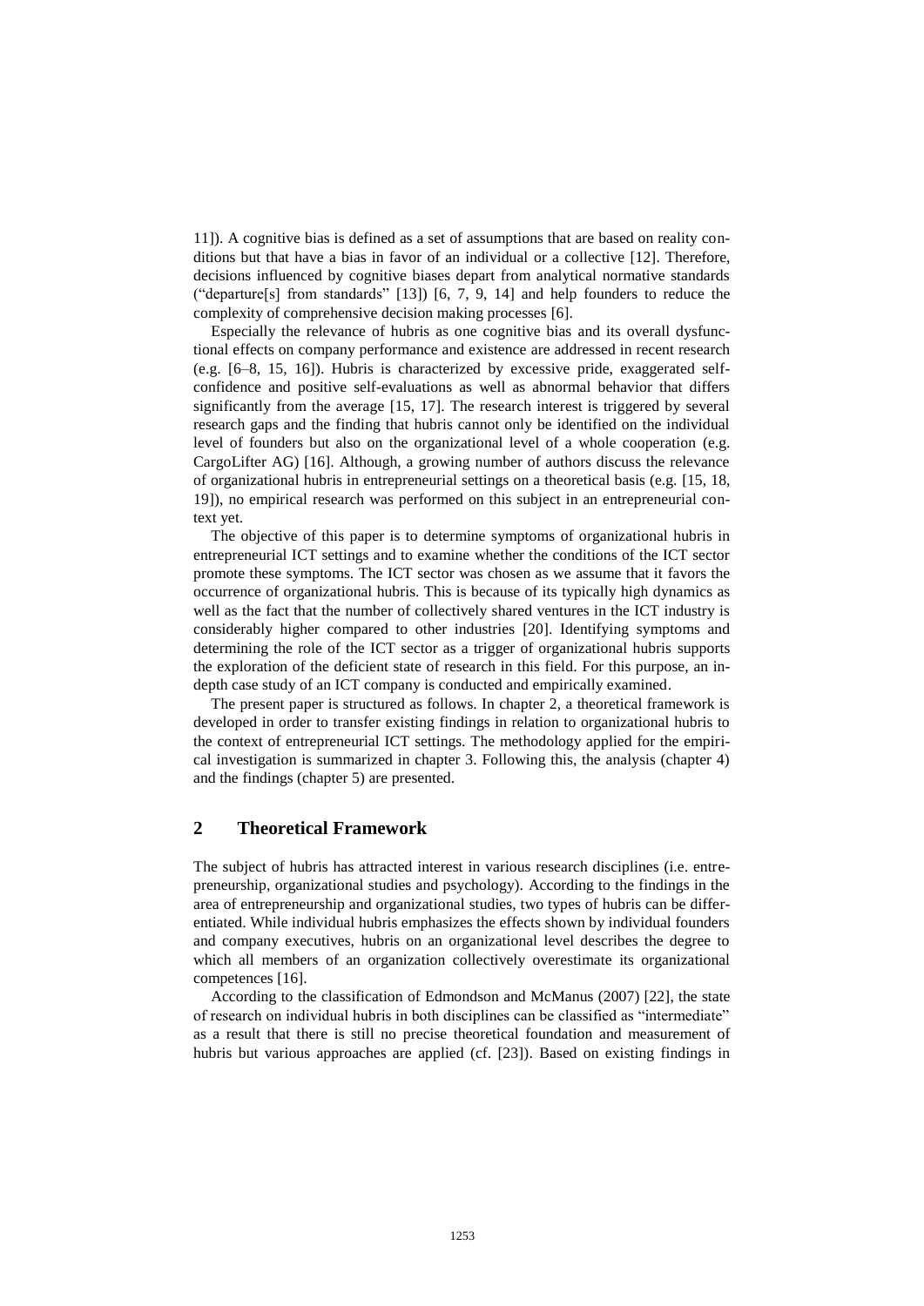11]). A cognitive bias is defined as a set of assumptions that are based on reality conditions but that have a bias in favor of an individual or a collective [12]. Therefore, decisions influenced by cognitive biases depart from analytical normative standards ("departure[s] from standards" [13]) [6, 7, 9, 14] and help founders to reduce the complexity of comprehensive decision making processes [6].

Especially the relevance of hubris as one cognitive bias and its overall dysfunctional effects on company performance and existence are addressed in recent research (e.g. [6–8, 15, 16]). Hubris is characterized by excessive pride, exaggerated self-confidence and positive self-evaluations as well as abnormal behavior that differs significantly from the average [15, 17]. The research interest is triggered by several research gaps and the finding that hubris cannot only be identified on the individual level of founders but also on the organizational level of a whole cooperation (e.g. CargoLifter AG) [16]. Although, a growing number of authors discuss the relevance of organizational hubris in entrepreneurial settings on a theoretical basis (e.g. [15, 18, 19]), no empirical research was performed on this subject in an entrepreneurial context yet.

The objective of this paper is to determine symptoms of organizational hubris in entrepreneurial ICT settings and to examine whether the conditions of the ICT sector promote these symptoms. The ICT sector was chosen as we assume that it favors the occurrence of organizational hubris. This is because of its typically high dynamics as well as the fact that the number of collectively shared ventures in the ICT industry is considerably higher compared to other industries [20]. Identifying symptoms and determining the role of the ICT sector as a trigger of organizational hubris supports the exploration of the deficient state of research in this field. For this purpose, an in-depth case study of an ICT company is conducted and empirically examined.

The present paper is structured as follows. In chapter 2, a theoretical framework is developed in order to transfer existing findings in relation to organizational hubris to the context of entrepreneurial ICT settings. The methodology applied for the empirical investigation is summarized in chapter 3. Following this, the analysis (chapter 4) and the findings (chapter 5) are presented.

## 2 Theoretical Framework

The subject of hubris has attracted interest in various research disciplines (i.e. entrepreneurship, organizational studies and psychology). According to the findings in the area of entrepreneurship and organizational studies, two types of hubris can be differentiated. While individual hubris emphasizes the effects shown by individual founders and company executives, hubris on an organizational level describes the degree to which all members of an organization collectively overestimate its organizational competences [16].

According to the classification of Edmondson and McManus (2007) [22], the state of research on individual hubris in both disciplines can be classified as "intermediate" as a result that there is still no precise theoretical foundation and measurement of hubris but various approaches are applied (cf. [23]). Based on existing findings in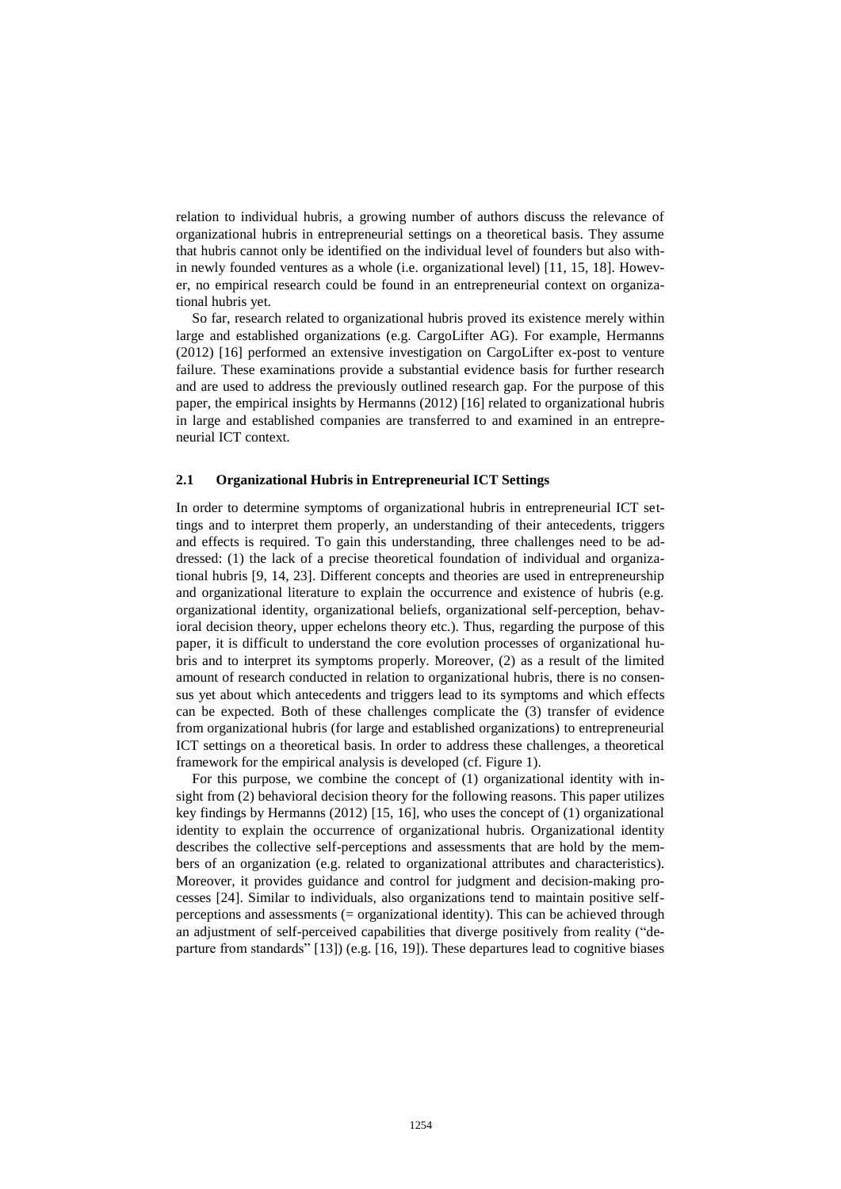relation to individual hubris, a growing number of authors discuss the relevance of organizational hubris in entrepreneurial settings on a theoretical basis. They assume that hubris cannot only be identified on the individual level of founders but also within newly founded ventures as a whole (i.e. organizational level) [11, 15, 18]. However, no empirical research could be found in an entrepreneurial context on organizational hubris yet.

So far, research related to organizational hubris proved its existence merely within large and established organizations (e.g. CargoLifter AG). For example, Hermanns (2012) [16] performed an extensive investigation on CargoLifter ex-post to venture failure. These examinations provide a substantial evidence basis for further research and are used to address the previously outlined research gap. For the purpose of this paper, the empirical insights by Hermanns (2012) [16] related to organizational hubris in large and established companies are transferred to and examined in an entrepreneurial ICT context.

### 2.1 Organizational Hubris in Entrepreneurial ICT Settings

In order to determine symptoms of organizational hubris in entrepreneurial ICT settings and to interpret them properly, an understanding of their antecedents, triggers and effects is required. To gain this understanding, three challenges need to be addressed: (1) the lack of a precise theoretical foundation of individual and organizational hubris [9, 14, 23]. Different concepts and theories are used in entrepreneurship and organizational literature to explain the occurrence and existence of hubris (e.g. organizational identity, organizational beliefs, organizational self-perception, behavioral decision theory, upper echelons theory etc.). Thus, regarding the purpose of this paper, it is difficult to understand the core evolution processes of organizational hubris and to interpret its symptoms properly. Moreover, (2) as a result of the limited amount of research conducted in relation to organizational hubris, there is no consensus yet about which antecedents and triggers lead to its symptoms and which effects can be expected. Both of these challenges complicate the (3) transfer of evidence from organizational hubris (for large and established organizations) to entrepreneurial ICT settings on a theoretical basis. In order to address these challenges, a theoretical framework for the empirical analysis is developed (cf. Figure 1).

For this purpose, we combine the concept of (1) organizational identity with insight from (2) behavioral decision theory for the following reasons. This paper utilizes key findings by Hermanns (2012) [15, 16], who uses the concept of (1) organizational identity to explain the occurrence of organizational hubris. Organizational identity describes the collective self-perceptions and assessments that are hold by the members of an organization (e.g. related to organizational attributes and characteristics). Moreover, it provides guidance and control for judgment and decision-making processes [24]. Similar to individuals, also organizations tend to maintain positive self-perceptions and assessments (= organizational identity). This can be achieved through an adjustment of self-perceived capabilities that diverge positively from reality ("departure from standards" [13]) (e.g. [16, 19]). These departures lead to cognitive biases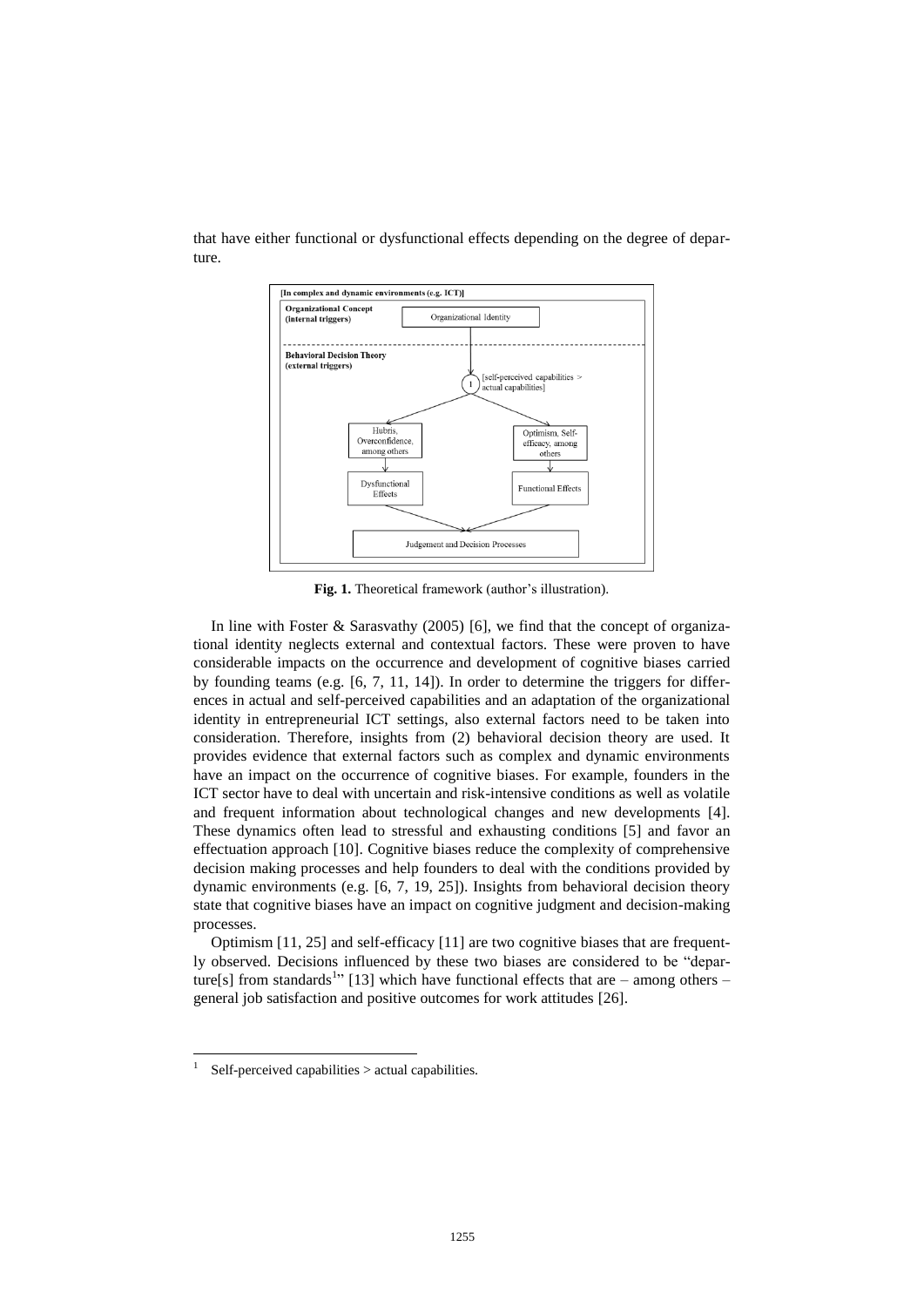that have either functional or dysfunctional effects depending on the degree of departure.

**Fig. 1.** Theoretical framework (author's illustration).

In line with Foster & Sarasvathy (2005) [6], we find that the concept of organizational identity neglects external and contextual factors. These were proven to have considerable impacts on the occurrence and development of cognitive biases carried by founding teams (e.g. [6, 7, 11, 14]). In order to determine the triggers for differences in actual and self-perceived capabilities and an adaptation of the organizational identity in entrepreneurial ICT settings, also external factors need to be taken into consideration. Therefore, insights from (2) behavioral decision theory are used. It provides evidence that external factors such as complex and dynamic environments have an impact on the occurrence of cognitive biases. For example, founders in the ICT sector have to deal with uncertain and risk-intensive conditions as well as volatile and frequent information about technological changes and new developments [4]. These dynamics often lead to stressful and exhausting conditions [5] and favor an effectuation approach [10]. Cognitive biases reduce the complexity of comprehensive decision making processes and help founders to deal with the conditions provided by dynamic environments (e.g. [6, 7, 19, 25]). Insights from behavioral decision theory state that cognitive biases have an impact on cognitive judgment and decision-making processes.

Optimism [11, 25] and self-efficacy [11] are two cognitive biases that are frequently observed. Decisions influenced by these two biases are considered to be "departure[s] from standards[1]" [13] which have functional effects that are – among others – general job satisfaction and positive outcomes for work attitudes [26].

[1] Self-perceived capabilities > actual capabilities.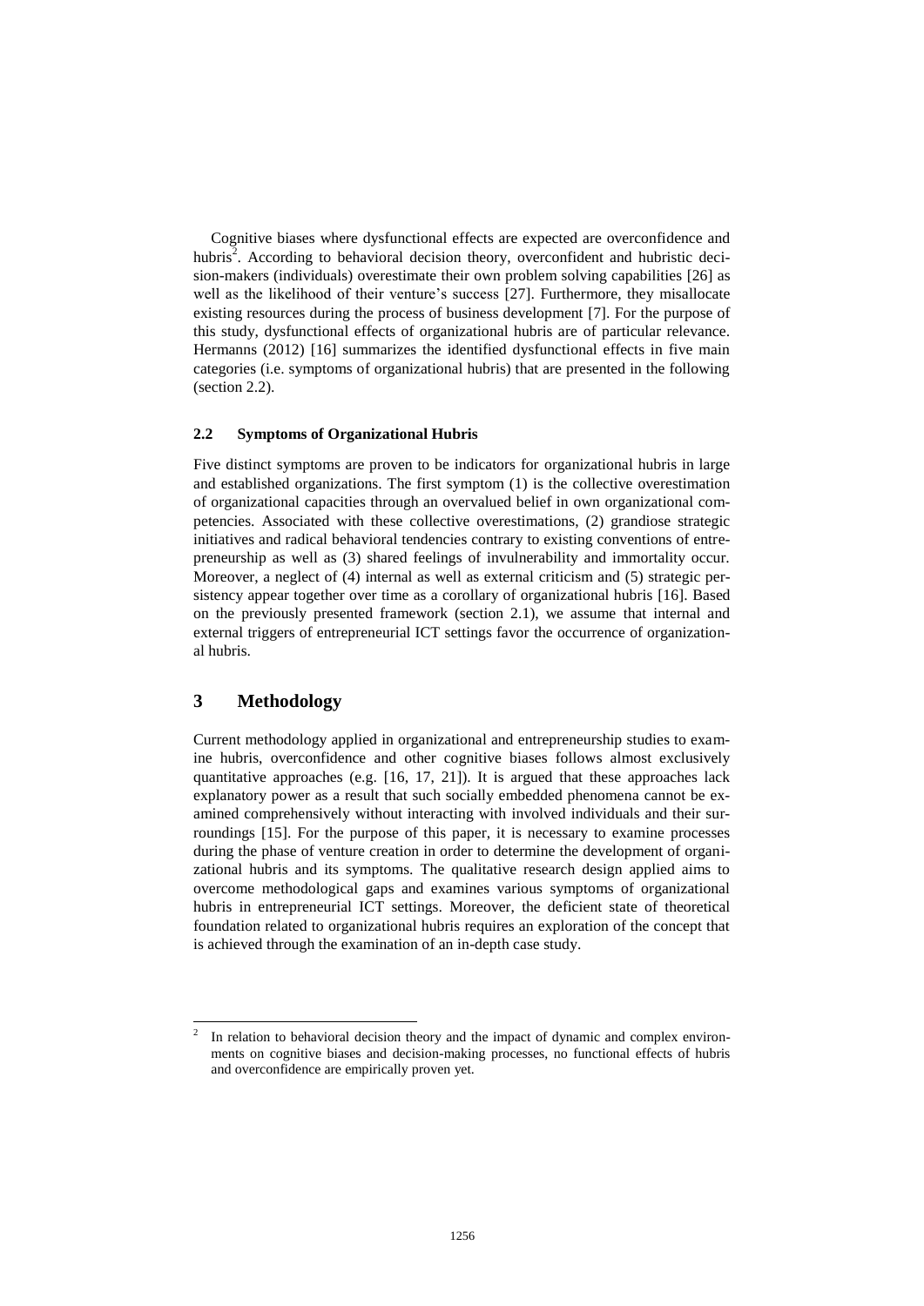Cognitive biases where dysfunctional effects are expected are overconfidence and hubris[2]. According to behavioral decision theory, overconfident and hubristic decision-makers (individuals) overestimate their own problem solving capabilities [26] as well as the likelihood of their venture's success [27]. Furthermore, they misallocate existing resources during the process of business development [7]. For the purpose of this study, dysfunctional effects of organizational hubris are of particular relevance. Hermanns (2012) [16] summarizes the identified dysfunctional effects in five main categories (i.e. symptoms of organizational hubris) that are presented in the following (section 2.2).

### 2.2 Symptoms of Organizational Hubris

Five distinct symptoms are proven to be indicators for organizational hubris in large and established organizations. The first symptom (1) is the collective overestimation of organizational capacities through an overvalued belief in own organizational competencies. Associated with these collective overestimations, (2) grandiose strategic initiatives and radical behavioral tendencies contrary to existing conventions of entrepreneurship as well as (3) shared feelings of invulnerability and immortality occur. Moreover, a neglect of (4) internal as well as external criticism and (5) strategic persistency appear together over time as a corollary of organizational hubris [16]. Based on the previously presented framework (section 2.1), we assume that internal and external triggers of entrepreneurial ICT settings favor the occurrence of organizational hubris.

## 3 Methodology

Current methodology applied in organizational and entrepreneurship studies to examine hubris, overconfidence and other cognitive biases follows almost exclusively quantitative approaches (e.g. [16, 17, 21]). It is argued that these approaches lack explanatory power as a result that such socially embedded phenomena cannot be examined comprehensively without interacting with involved individuals and their surroundings [15]. For the purpose of this paper, it is necessary to examine processes during the phase of venture creation in order to determine the development of organizational hubris and its symptoms. The qualitative research design applied aims to overcome methodological gaps and examines various symptoms of organizational hubris in entrepreneurial ICT settings. Moreover, the deficient state of theoretical foundation related to organizational hubris requires an exploration of the concept that is achieved through the examination of an in-depth case study.

---

[2] In relation to behavioral decision theory and the impact of dynamic and complex environments on cognitive biases and decision-making processes, no functional effects of hubris and overconfidence are empirically proven yet.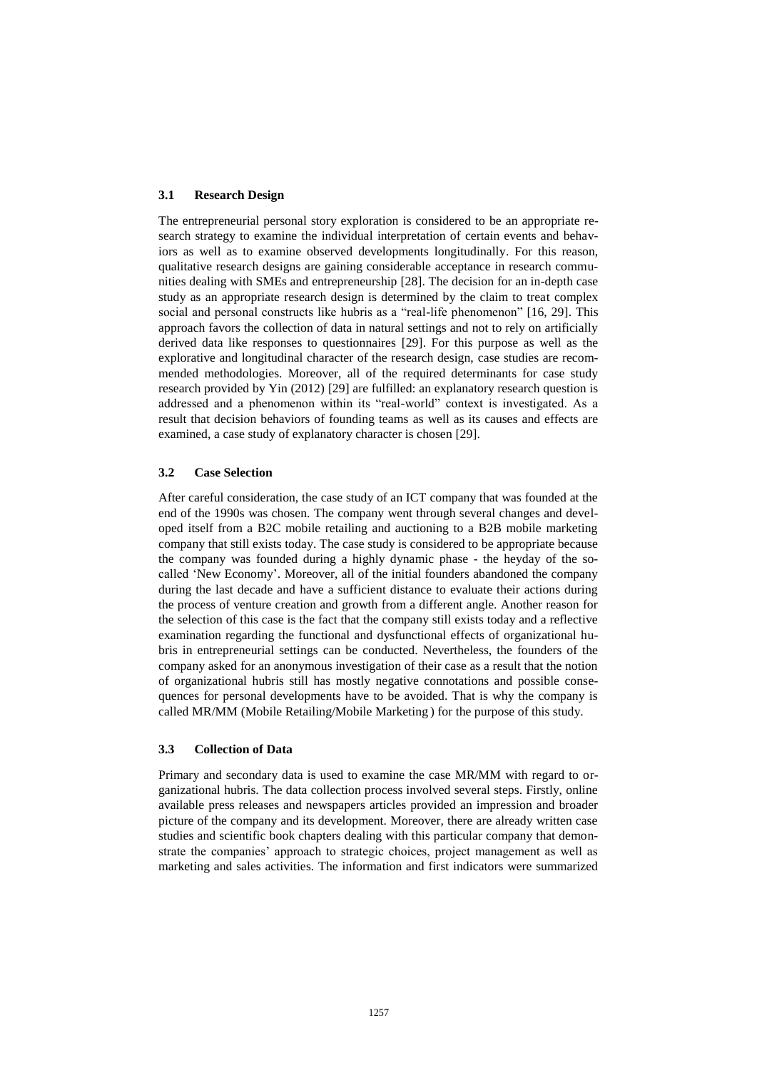### 3.1 Research Design

The entrepreneurial personal story exploration is considered to be an appropriate research strategy to examine the individual interpretation of certain events and behaviors as well as to examine observed developments longitudinally. For this reason, qualitative research designs are gaining considerable acceptance in research communities dealing with SMEs and entrepreneurship [28]. The decision for an in-depth case study as an appropriate research design is determined by the claim to treat complex social and personal constructs like hubris as a "real-life phenomenon" [16, 29]. This approach favors the collection of data in natural settings and not to rely on artificially derived data like responses to questionnaires [29]. For this purpose as well as the explorative and longitudinal character of the research design, case studies are recommended methodologies. Moreover, all of the required determinants for case study research provided by Yin (2012) [29] are fulfilled: an explanatory research question is addressed and a phenomenon within its "real-world" context is investigated. As a result that decision behaviors of founding teams as well as its causes and effects are examined, a case study of explanatory character is chosen [29].

### 3.2 Case Selection

After careful consideration, the case study of an ICT company that was founded at the end of the 1990s was chosen. The company went through several changes and developed itself from a B2C mobile retailing and auctioning to a B2B mobile marketing company that still exists today. The case study is considered to be appropriate because the company was founded during a highly dynamic phase - the heyday of the so-called 'New Economy'. Moreover, all of the initial founders abandoned the company during the last decade and have a sufficient distance to evaluate their actions during the process of venture creation and growth from a different angle. Another reason for the selection of this case is the fact that the company still exists today and a reflective examination regarding the functional and dysfunctional effects of organizational hubris in entrepreneurial settings can be conducted. Nevertheless, the founders of the company asked for an anonymous investigation of their case as a result that the notion of organizational hubris still has mostly negative connotations and possible consequences for personal developments have to be avoided. That is why the company is called MR/MM (Mobile Retailing/Mobile Marketing) for the purpose of this study.

### 3.3 Collection of Data

Primary and secondary data is used to examine the case MR/MM with regard to organizational hubris. The data collection process involved several steps. Firstly, online available press releases and newspapers articles provided an impression and broader picture of the company and its development. Moreover, there are already written case studies and scientific book chapters dealing with this particular company that demonstrate the companies' approach to strategic choices, project management as well as marketing and sales activities. The information and first indicators were summarized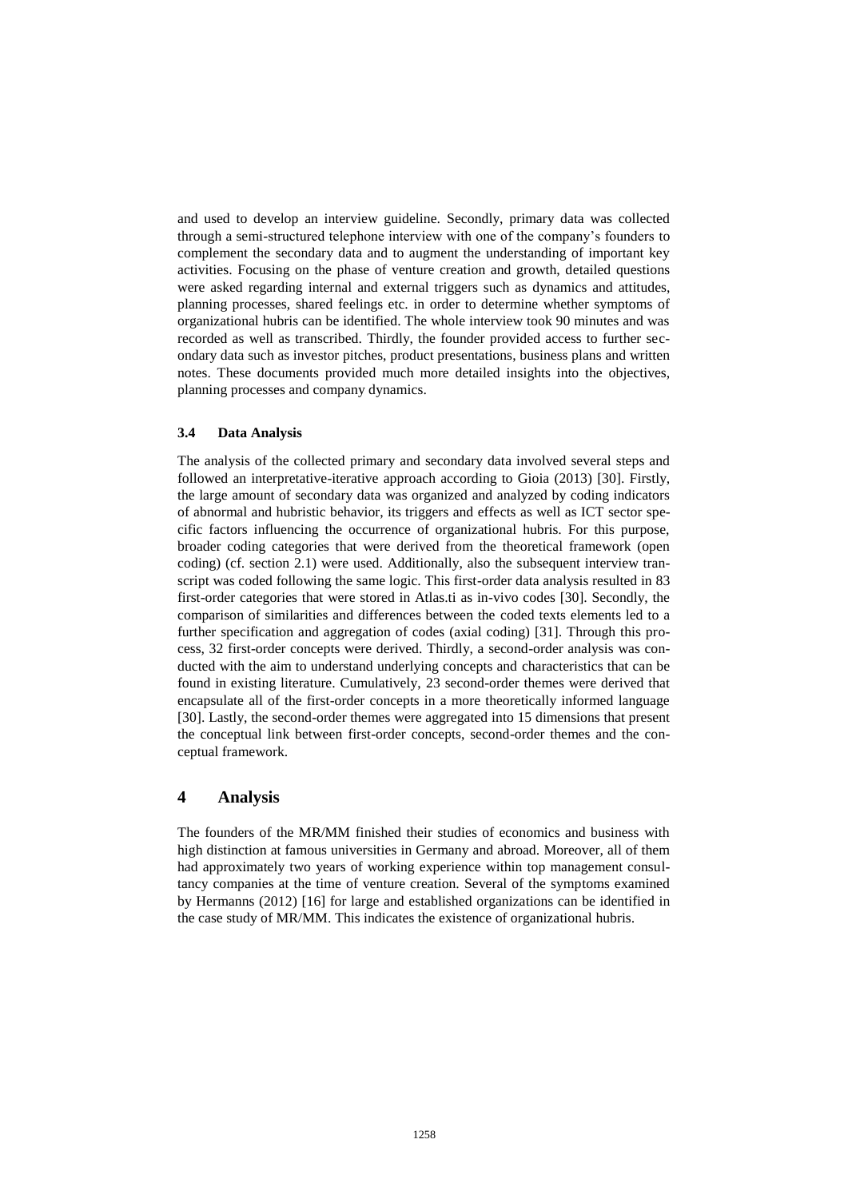and used to develop an interview guideline. Secondly, primary data was collected through a semi-structured telephone interview with one of the company's founders to complement the secondary data and to augment the understanding of important key activities. Focusing on the phase of venture creation and growth, detailed questions were asked regarding internal and external triggers such as dynamics and attitudes, planning processes, shared feelings etc. in order to determine whether symptoms of organizational hubris can be identified. The whole interview took 90 minutes and was recorded as well as transcribed. Thirdly, the founder provided access to further secondary data such as investor pitches, product presentations, business plans and written notes. These documents provided much more detailed insights into the objectives, planning processes and company dynamics.

### 3.4 Data Analysis

The analysis of the collected primary and secondary data involved several steps and followed an interpretative-iterative approach according to Gioia (2013) [30]. Firstly, the large amount of secondary data was organized and analyzed by coding indicators of abnormal and hubristic behavior, its triggers and effects as well as ICT sector specific factors influencing the occurrence of organizational hubris. For this purpose, broader coding categories that were derived from the theoretical framework (open coding) (cf. section 2.1) were used. Additionally, also the subsequent interview transcript was coded following the same logic. This first-order data analysis resulted in 83 first-order categories that were stored in Atlas.ti as in-vivo codes [30]. Secondly, the comparison of similarities and differences between the coded texts elements led to a further specification and aggregation of codes (axial coding) [31]. Through this process, 32 first-order concepts were derived. Thirdly, a second-order analysis was conducted with the aim to understand underlying concepts and characteristics that can be found in existing literature. Cumulatively, 23 second-order themes were derived that encapsulate all of the first-order concepts in a more theoretically informed language [30]. Lastly, the second-order themes were aggregated into 15 dimensions that present the conceptual link between first-order concepts, second-order themes and the conceptual framework.

## 4 Analysis

The founders of the MR/MM finished their studies of economics and business with high distinction at famous universities in Germany and abroad. Moreover, all of them had approximately two years of working experience within top management consultancy companies at the time of venture creation. Several of the symptoms examined by Hermanns (2012) [16] for large and established organizations can be identified in the case study of MR/MM. This indicates the existence of organizational hubris.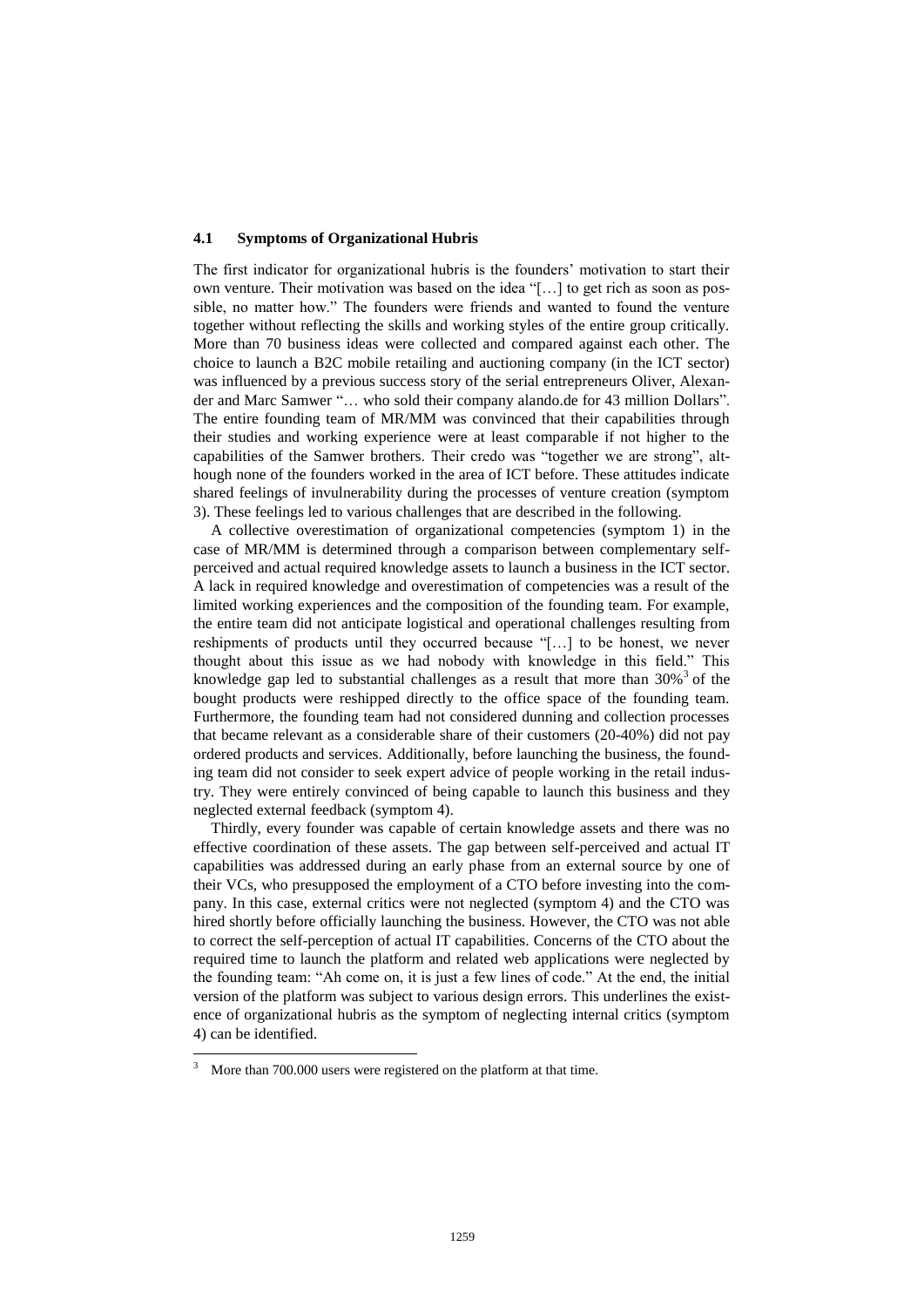### 4.1 Symptoms of Organizational Hubris

The first indicator for organizational hubris is the founders' motivation to start their own venture. Their motivation was based on the idea "[…] to get rich as soon as possible, no matter how." The founders were friends and wanted to found the venture together without reflecting the skills and working styles of the entire group critically. More than 70 business ideas were collected and compared against each other. The choice to launch a B2C mobile retailing and auctioning company (in the ICT sector) was influenced by a previous success story of the serial entrepreneurs Oliver, Alexander and Marc Samwer "… who sold their company alando.de for 43 million Dollars". The entire founding team of MR/MM was convinced that their capabilities through their studies and working experience were at least comparable if not higher to the capabilities of the Samwer brothers. Their credo was "together we are strong", although none of the founders worked in the area of ICT before. These attitudes indicate shared feelings of invulnerability during the processes of venture creation (symptom 3). These feelings led to various challenges that are described in the following.

A collective overestimation of organizational competencies (symptom 1) in the case of MR/MM is determined through a comparison between complementary self-perceived and actual required knowledge assets to launch a business in the ICT sector. A lack in required knowledge and overestimation of competencies was a result of the limited working experiences and the composition of the founding team. For example, the entire team did not anticipate logistical and operational challenges resulting from reshipments of products until they occurred because "[…] to be honest, we never thought about this issue as we had nobody with knowledge in this field." This knowledge gap led to substantial challenges as a result that more than 30%[3] of the bought products were reshipped directly to the office space of the founding team. Furthermore, the founding team had not considered dunning and collection processes that became relevant as a considerable share of their customers (20-40%) did not pay ordered products and services. Additionally, before launching the business, the founding team did not consider to seek expert advice of people working in the retail industry. They were entirely convinced of being capable to launch this business and they neglected external feedback (symptom 4).

Thirdly, every founder was capable of certain knowledge assets and there was no effective coordination of these assets. The gap between self-perceived and actual IT capabilities was addressed during an early phase from an external source by one of their VCs, who presupposed the employment of a CTO before investing into the company. In this case, external critics were not neglected (symptom 4) and the CTO was hired shortly before officially launching the business. However, the CTO was not able to correct the self-perception of actual IT capabilities. Concerns of the CTO about the required time to launch the platform and related web applications were neglected by the founding team: "Ah come on, it is just a few lines of code." At the end, the initial version of the platform was subject to various design errors. This underlines the existence of organizational hubris as the symptom of neglecting internal critics (symptom 4) can be identified.

[3] More than 700.000 users were registered on the platform at that time.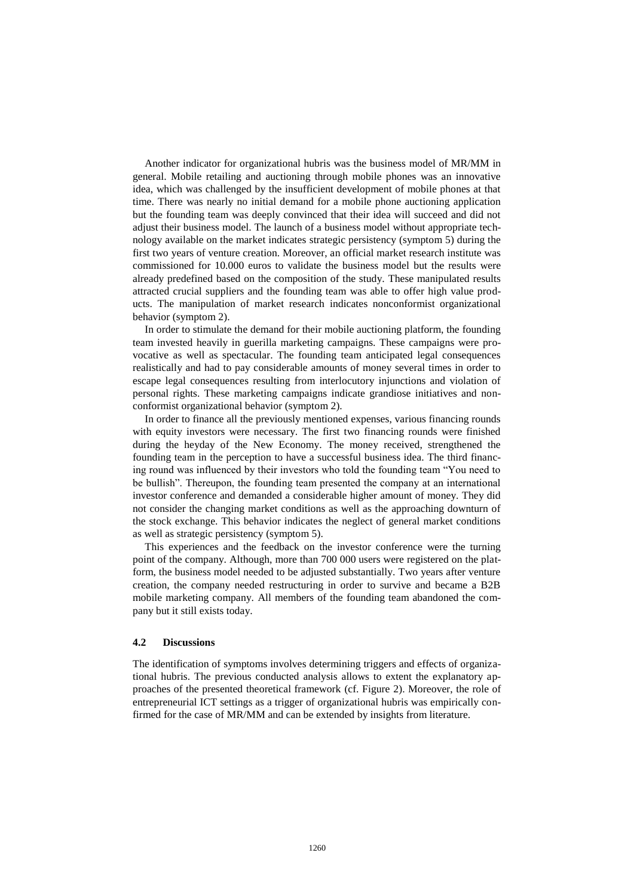Another indicator for organizational hubris was the business model of MR/MM in general. Mobile retailing and auctioning through mobile phones was an innovative idea, which was challenged by the insufficient development of mobile phones at that time. There was nearly no initial demand for a mobile phone auctioning application but the founding team was deeply convinced that their idea will succeed and did not adjust their business model. The launch of a business model without appropriate technology available on the market indicates strategic persistency (symptom 5) during the first two years of venture creation. Moreover, an official market research institute was commissioned for 10.000 euros to validate the business model but the results were already predefined based on the composition of the study. These manipulated results attracted crucial suppliers and the founding team was able to offer high value products. The manipulation of market research indicates nonconformist organizational behavior (symptom 2).

In order to stimulate the demand for their mobile auctioning platform, the founding team invested heavily in guerilla marketing campaigns. These campaigns were provocative as well as spectacular. The founding team anticipated legal consequences realistically and had to pay considerable amounts of money several times in order to escape legal consequences resulting from interlocutory injunctions and violation of personal rights. These marketing campaigns indicate grandiose initiatives and nonconformist organizational behavior (symptom 2).

In order to finance all the previously mentioned expenses, various financing rounds with equity investors were necessary. The first two financing rounds were finished during the heyday of the New Economy. The money received, strengthened the founding team in the perception to have a successful business idea. The third financing round was influenced by their investors who told the founding team "You need to be bullish". Thereupon, the founding team presented the company at an international investor conference and demanded a considerable higher amount of money. They did not consider the changing market conditions as well as the approaching downturn of the stock exchange. This behavior indicates the neglect of general market conditions as well as strategic persistency (symptom 5).

This experiences and the feedback on the investor conference were the turning point of the company. Although, more than 700 000 users were registered on the platform, the business model needed to be adjusted substantially. Two years after venture creation, the company needed restructuring in order to survive and became a B2B mobile marketing company. All members of the founding team abandoned the company but it still exists today.

### 4.2 Discussions

The identification of symptoms involves determining triggers and effects of organizational hubris. The previous conducted analysis allows to extent the explanatory approaches of the presented theoretical framework (cf. Figure 2). Moreover, the role of entrepreneurial ICT settings as a trigger of organizational hubris was empirically confirmed for the case of MR/MM and can be extended by insights from literature.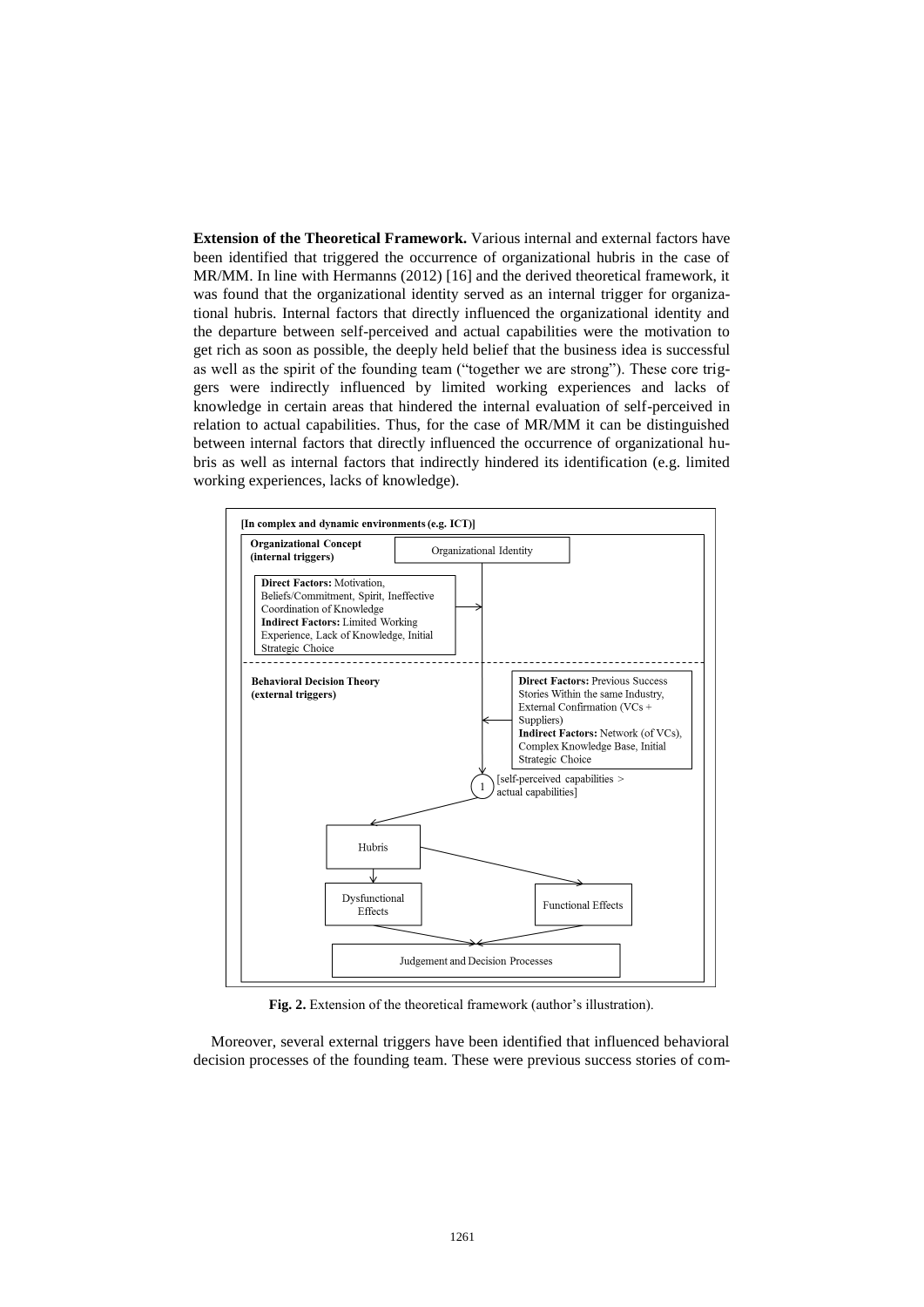**Extension of the Theoretical Framework.** Various internal and external factors have been identified that triggered the occurrence of organizational hubris in the case of MR/MM. In line with Hermanns (2012) [16] and the derived theoretical framework, it was found that the organizational identity served as an internal trigger for organizational hubris. Internal factors that directly influenced the organizational identity and the departure between self-perceived and actual capabilities were the motivation to get rich as soon as possible, the deeply held belief that the business idea is successful as well as the spirit of the founding team ("together we are strong"). These core triggers were indirectly influenced by limited working experiences and lacks of knowledge in certain areas that hindered the internal evaluation of self-perceived in relation to actual capabilities. Thus, for the case of MR/MM it can be distinguished between internal factors that directly influenced the occurrence of organizational hubris as well as internal factors that indirectly hindered its identification (e.g. limited working experiences, lacks of knowledge).

[In complex and dynamic environments (e.g. ICT)]

**Organizational Concept (internal triggers)** — Organizational Identity

**Direct Factors:** Motivation, Beliefs/Commitment, Spirit, Ineffective Coordination of Knowledge
**Indirect Factors:** Limited Working Experience, Lack of Knowledge, Initial Strategic Choice

**Behavioral Decision Theory (external triggers)**

**Direct Factors:** Previous Success Stories Within the same Industry, External Confirmation (VCs + Suppliers)
**Indirect Factors:** Network (of VCs), Complex Knowledge Base, Initial Strategic Choice

1 [self-perceived capabilities > actual capabilities]

Hubris → Dysfunctional Effects / Functional Effects → Judgement and Decision Processes

**Fig. 2.** Extension of the theoretical framework (author's illustration).

Moreover, several external triggers have been identified that influenced behavioral decision processes of the founding team. These were previous success stories of com-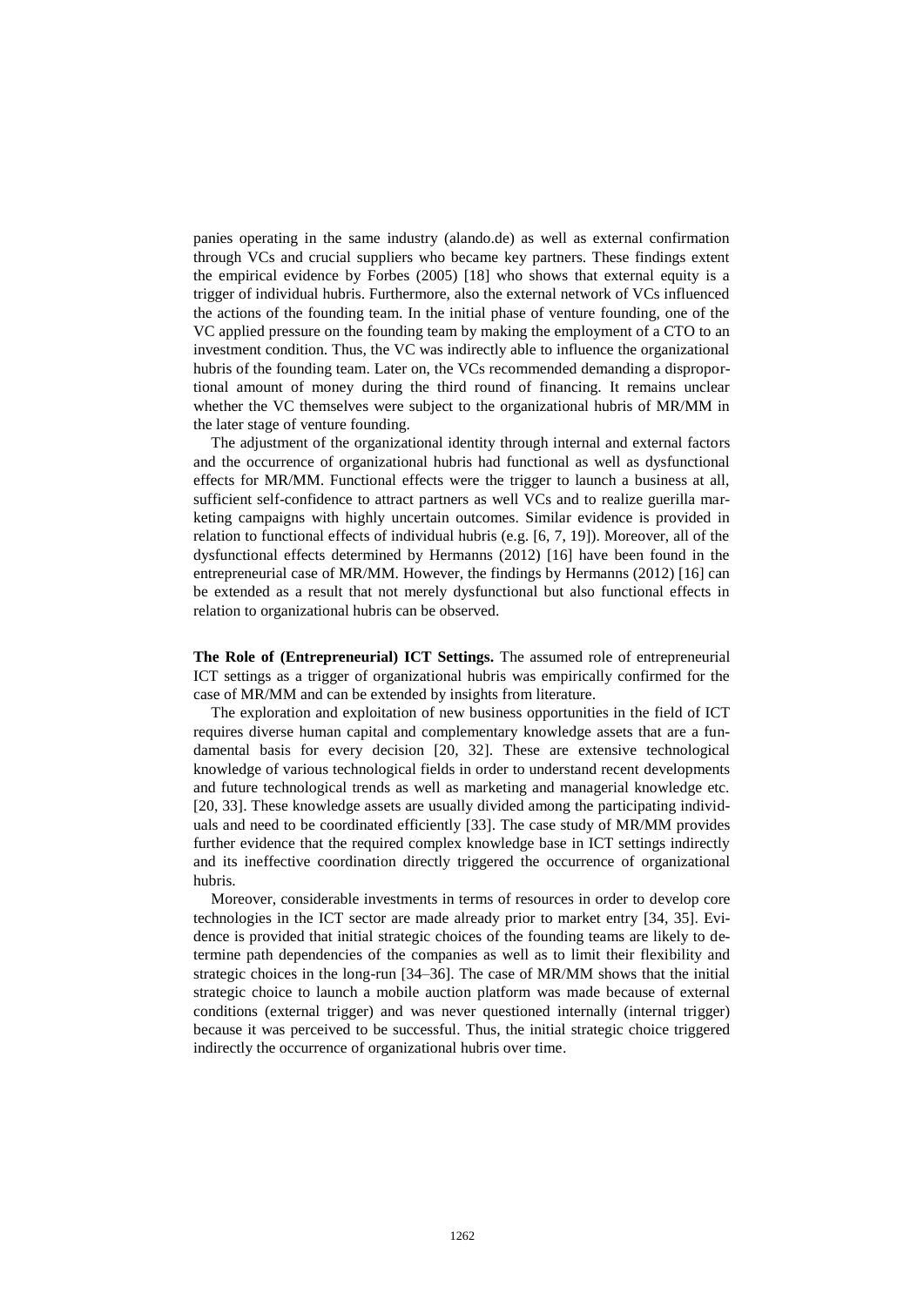panies operating in the same industry (alando.de) as well as external confirmation through VCs and crucial suppliers who became key partners. These findings extent the empirical evidence by Forbes (2005) [18] who shows that external equity is a trigger of individual hubris. Furthermore, also the external network of VCs influenced the actions of the founding team. In the initial phase of venture founding, one of the VC applied pressure on the founding team by making the employment of a CTO to an investment condition. Thus, the VC was indirectly able to influence the organizational hubris of the founding team. Later on, the VCs recommended demanding a disproportional amount of money during the third round of financing. It remains unclear whether the VC themselves were subject to the organizational hubris of MR/MM in the later stage of venture founding.

The adjustment of the organizational identity through internal and external factors and the occurrence of organizational hubris had functional as well as dysfunctional effects for MR/MM. Functional effects were the trigger to launch a business at all, sufficient self-confidence to attract partners as well VCs and to realize guerilla marketing campaigns with highly uncertain outcomes. Similar evidence is provided in relation to functional effects of individual hubris (e.g. [6, 7, 19]). Moreover, all of the dysfunctional effects determined by Hermanns (2012) [16] have been found in the entrepreneurial case of MR/MM. However, the findings by Hermanns (2012) [16] can be extended as a result that not merely dysfunctional but also functional effects in relation to organizational hubris can be observed.

**The Role of (Entrepreneurial) ICT Settings.** The assumed role of entrepreneurial ICT settings as a trigger of organizational hubris was empirically confirmed for the case of MR/MM and can be extended by insights from literature.

The exploration and exploitation of new business opportunities in the field of ICT requires diverse human capital and complementary knowledge assets that are a fundamental basis for every decision [20, 32]. These are extensive technological knowledge of various technological fields in order to understand recent developments and future technological trends as well as marketing and managerial knowledge etc. [20, 33]. These knowledge assets are usually divided among the participating individuals and need to be coordinated efficiently [33]. The case study of MR/MM provides further evidence that the required complex knowledge base in ICT settings indirectly and its ineffective coordination directly triggered the occurrence of organizational hubris.

Moreover, considerable investments in terms of resources in order to develop core technologies in the ICT sector are made already prior to market entry [34, 35]. Evidence is provided that initial strategic choices of the founding teams are likely to determine path dependencies of the companies as well as to limit their flexibility and strategic choices in the long-run [34–36]. The case of MR/MM shows that the initial strategic choice to launch a mobile auction platform was made because of external conditions (external trigger) and was never questioned internally (internal trigger) because it was perceived to be successful. Thus, the initial strategic choice triggered indirectly the occurrence of organizational hubris over time.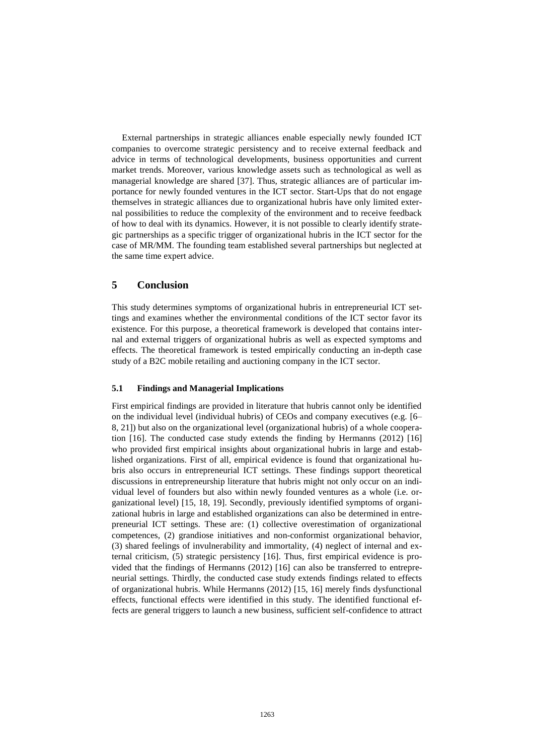External partnerships in strategic alliances enable especially newly founded ICT companies to overcome strategic persistency and to receive external feedback and advice in terms of technological developments, business opportunities and current market trends. Moreover, various knowledge assets such as technological as well as managerial knowledge are shared [37]. Thus, strategic alliances are of particular importance for newly founded ventures in the ICT sector. Start-Ups that do not engage themselves in strategic alliances due to organizational hubris have only limited external possibilities to reduce the complexity of the environment and to receive feedback of how to deal with its dynamics. However, it is not possible to clearly identify strategic partnerships as a specific trigger of organizational hubris in the ICT sector for the case of MR/MM. The founding team established several partnerships but neglected at the same time expert advice.

## 5 Conclusion

This study determines symptoms of organizational hubris in entrepreneurial ICT settings and examines whether the environmental conditions of the ICT sector favor its existence. For this purpose, a theoretical framework is developed that contains internal and external triggers of organizational hubris as well as expected symptoms and effects. The theoretical framework is tested empirically conducting an in-depth case study of a B2C mobile retailing and auctioning company in the ICT sector.

### 5.1 Findings and Managerial Implications

First empirical findings are provided in literature that hubris cannot only be identified on the individual level (individual hubris) of CEOs and company executives (e.g. [6–8, 21]) but also on the organizational level (organizational hubris) of a whole cooperation [16]. The conducted case study extends the finding by Hermanns (2012) [16] who provided first empirical insights about organizational hubris in large and established organizations. First of all, empirical evidence is found that organizational hubris also occurs in entrepreneurial ICT settings. These findings support theoretical discussions in entrepreneurship literature that hubris might not only occur on an individual level of founders but also within newly founded ventures as a whole (i.e. organizational level) [15, 18, 19]. Secondly, previously identified symptoms of organizational hubris in large and established organizations can also be determined in entrepreneurial ICT settings. These are: (1) collective overestimation of organizational competences, (2) grandiose initiatives and non-conformist organizational behavior, (3) shared feelings of invulnerability and immortality, (4) neglect of internal and external criticism, (5) strategic persistency [16]. Thus, first empirical evidence is provided that the findings of Hermanns (2012) [16] can also be transferred to entrepreneurial settings. Thirdly, the conducted case study extends findings related to effects of organizational hubris. While Hermanns (2012) [15, 16] merely finds dysfunctional effects, functional effects were identified in this study. The identified functional effects are general triggers to launch a new business, sufficient self-confidence to attract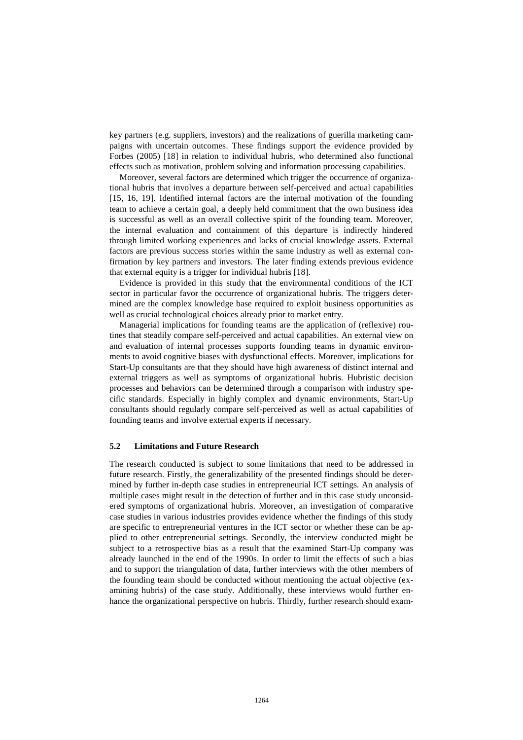key partners (e.g. suppliers, investors) and the realizations of guerilla marketing campaigns with uncertain outcomes. These findings support the evidence provided by Forbes (2005) [18] in relation to individual hubris, who determined also functional effects such as motivation, problem solving and information processing capabilities.

Moreover, several factors are determined which trigger the occurrence of organizational hubris that involves a departure between self-perceived and actual capabilities [15, 16, 19]. Identified internal factors are the internal motivation of the founding team to achieve a certain goal, a deeply held commitment that the own business idea is successful as well as an overall collective spirit of the founding team. Moreover, the internal evaluation and containment of this departure is indirectly hindered through limited working experiences and lacks of crucial knowledge assets. External factors are previous success stories within the same industry as well as external confirmation by key partners and investors. The later finding extends previous evidence that external equity is a trigger for individual hubris [18].

Evidence is provided in this study that the environmental conditions of the ICT sector in particular favor the occurrence of organizational hubris. The triggers determined are the complex knowledge base required to exploit business opportunities as well as crucial technological choices already prior to market entry.

Managerial implications for founding teams are the application of (reflexive) routines that steadily compare self-perceived and actual capabilities. An external view on and evaluation of internal processes supports founding teams in dynamic environments to avoid cognitive biases with dysfunctional effects. Moreover, implications for Start-Up consultants are that they should have high awareness of distinct internal and external triggers as well as symptoms of organizational hubris. Hubristic decision processes and behaviors can be determined through a comparison with industry specific standards. Especially in highly complex and dynamic environments, Start-Up consultants should regularly compare self-perceived as well as actual capabilities of founding teams and involve external experts if necessary.

### 5.2 Limitations and Future Research

The research conducted is subject to some limitations that need to be addressed in future research. Firstly, the generalizability of the presented findings should be determined by further in-depth case studies in entrepreneurial ICT settings. An analysis of multiple cases might result in the detection of further and in this case study unconsidered symptoms of organizational hubris. Moreover, an investigation of comparative case studies in various industries provides evidence whether the findings of this study are specific to entrepreneurial ventures in the ICT sector or whether these can be applied to other entrepreneurial settings. Secondly, the interview conducted might be subject to a retrospective bias as a result that the examined Start-Up company was already launched in the end of the 1990s. In order to limit the effects of such a bias and to support the triangulation of data, further interviews with the other members of the founding team should be conducted without mentioning the actual objective (examining hubris) of the case study. Additionally, these interviews would further enhance the organizational perspective on hubris. Thirdly, further research should exam-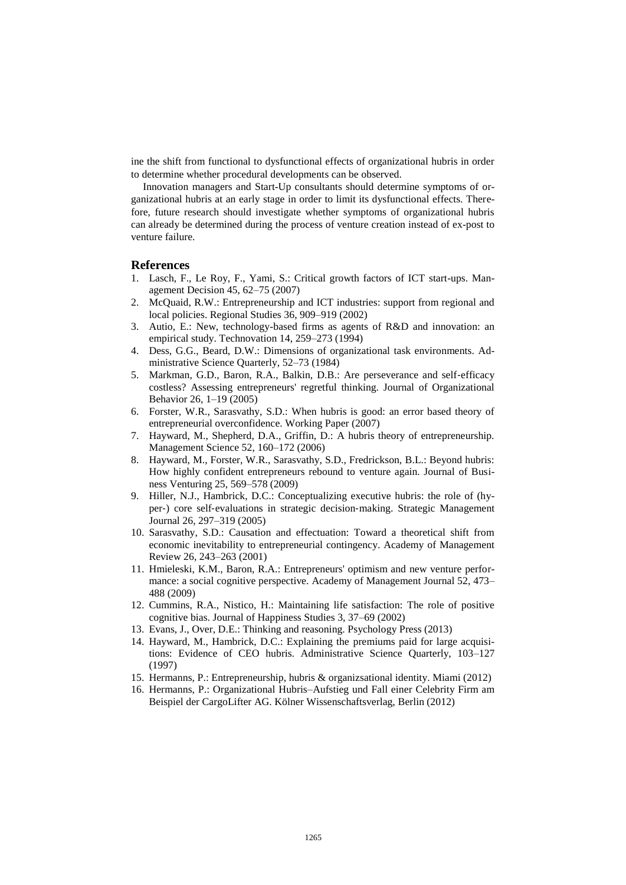ine the shift from functional to dysfunctional effects of organizational hubris in order to determine whether procedural developments can be observed.

Innovation managers and Start-Up consultants should determine symptoms of organizational hubris at an early stage in order to limit its dysfunctional effects. Therefore, future research should investigate whether symptoms of organizational hubris can already be determined during the process of venture creation instead of ex-post to venture failure.

## References

1. Lasch, F., Le Roy, F., Yami, S.: Critical growth factors of ICT start-ups. Management Decision 45, 62–75 (2007)
2. McQuaid, R.W.: Entrepreneurship and ICT industries: support from regional and local policies. Regional Studies 36, 909–919 (2002)
3. Autio, E.: New, technology-based firms as agents of R&D and innovation: an empirical study. Technovation 14, 259–273 (1994)
4. Dess, G.G., Beard, D.W.: Dimensions of organizational task environments. Administrative Science Quarterly, 52–73 (1984)
5. Markman, G.D., Baron, R.A., Balkin, D.B.: Are perseverance and self-efficacy costless? Assessing entrepreneurs' regretful thinking. Journal of Organizational Behavior 26, 1–19 (2005)
6. Forster, W.R., Sarasvathy, S.D.: When hubris is good: an error based theory of entrepreneurial overconfidence. Working Paper (2007)
7. Hayward, M., Shepherd, D.A., Griffin, D.: A hubris theory of entrepreneurship. Management Science 52, 160–172 (2006)
8. Hayward, M., Forster, W.R., Sarasvathy, S.D., Fredrickson, B.L.: Beyond hubris: How highly confident entrepreneurs rebound to venture again. Journal of Business Venturing 25, 569–578 (2009)
9. Hiller, N.J., Hambrick, D.C.: Conceptualizing executive hubris: the role of (hyper-) core self-evaluations in strategic decision-making. Strategic Management Journal 26, 297–319 (2005)
10. Sarasvathy, S.D.: Causation and effectuation: Toward a theoretical shift from economic inevitability to entrepreneurial contingency. Academy of Management Review 26, 243–263 (2001)
11. Hmieleski, K.M., Baron, R.A.: Entrepreneurs' optimism and new venture performance: a social cognitive perspective. Academy of Management Journal 52, 473–488 (2009)
12. Cummins, R.A., Nistico, H.: Maintaining life satisfaction: The role of positive cognitive bias. Journal of Happiness Studies 3, 37–69 (2002)
13. Evans, J., Over, D.E.: Thinking and reasoning. Psychology Press (2013)
14. Hayward, M., Hambrick, D.C.: Explaining the premiums paid for large acquisitions: Evidence of CEO hubris. Administrative Science Quarterly, 103–127 (1997)
15. Hermanns, P.: Entrepreneurship, hubris & organizsational identity. Miami (2012)
16. Hermanns, P.: Organizational Hubris–Aufstieg und Fall einer Celebrity Firm am Beispiel der CargoLifter AG. Kölner Wissenschaftsverlag, Berlin (2012)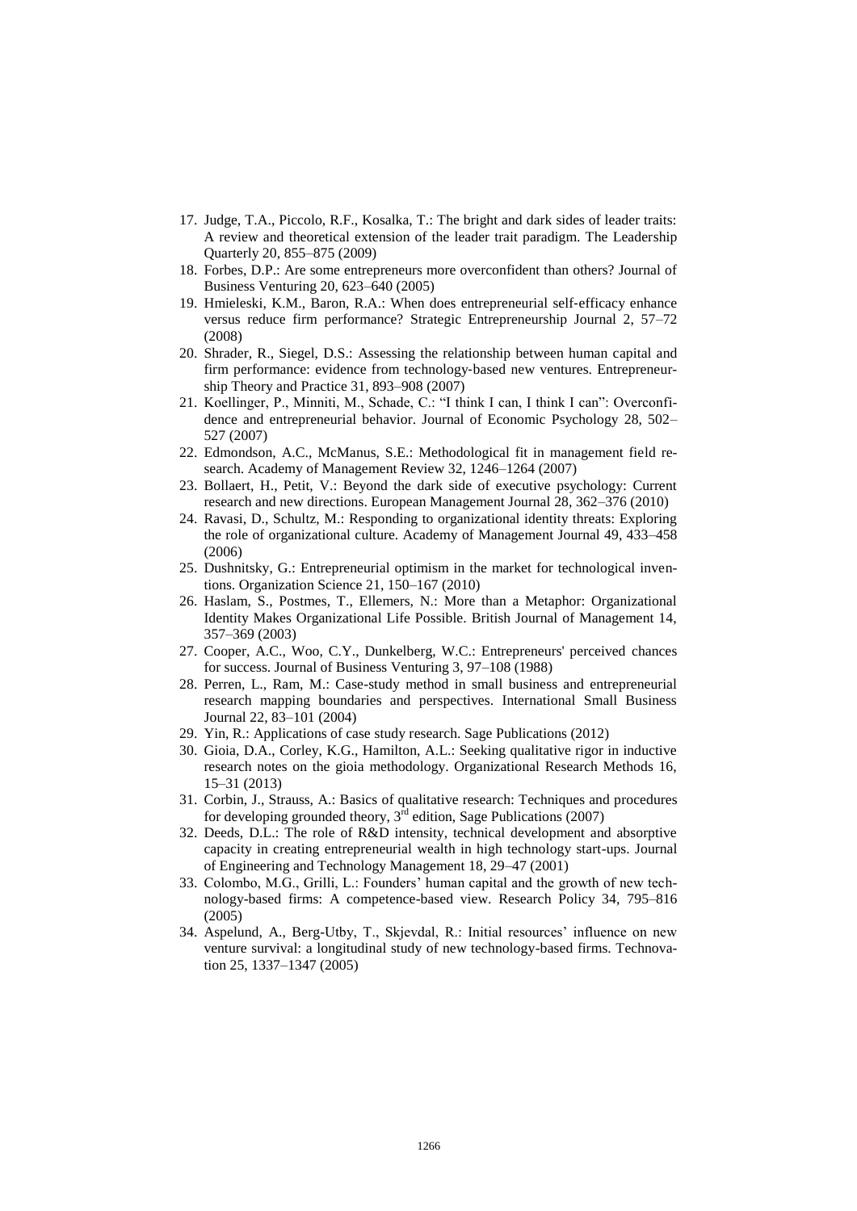17. Judge, T.A., Piccolo, R.F., Kosalka, T.: The bright and dark sides of leader traits: A review and theoretical extension of the leader trait paradigm. The Leadership Quarterly 20, 855–875 (2009)
18. Forbes, D.P.: Are some entrepreneurs more overconfident than others? Journal of Business Venturing 20, 623–640 (2005)
19. Hmieleski, K.M., Baron, R.A.: When does entrepreneurial self-efficacy enhance versus reduce firm performance? Strategic Entrepreneurship Journal 2, 57–72 (2008)
20. Shrader, R., Siegel, D.S.: Assessing the relationship between human capital and firm performance: evidence from technology-based new ventures. Entrepreneurship Theory and Practice 31, 893–908 (2007)
21. Koellinger, P., Minniti, M., Schade, C.: "I think I can, I think I can": Overconfidence and entrepreneurial behavior. Journal of Economic Psychology 28, 502–527 (2007)
22. Edmondson, A.C., McManus, S.E.: Methodological fit in management field research. Academy of Management Review 32, 1246–1264 (2007)
23. Bollaert, H., Petit, V.: Beyond the dark side of executive psychology: Current research and new directions. European Management Journal 28, 362–376 (2010)
24. Ravasi, D., Schultz, M.: Responding to organizational identity threats: Exploring the role of organizational culture. Academy of Management Journal 49, 433–458 (2006)
25. Dushnitsky, G.: Entrepreneurial optimism in the market for technological inventions. Organization Science 21, 150–167 (2010)
26. Haslam, S., Postmes, T., Ellemers, N.: More than a Metaphor: Organizational Identity Makes Organizational Life Possible. British Journal of Management 14, 357–369 (2003)
27. Cooper, A.C., Woo, C.Y., Dunkelberg, W.C.: Entrepreneurs' perceived chances for success. Journal of Business Venturing 3, 97–108 (1988)
28. Perren, L., Ram, M.: Case-study method in small business and entrepreneurial research mapping boundaries and perspectives. International Small Business Journal 22, 83–101 (2004)
29. Yin, R.: Applications of case study research. Sage Publications (2012)
30. Gioia, D.A., Corley, K.G., Hamilton, A.L.: Seeking qualitative rigor in inductive research notes on the gioia methodology. Organizational Research Methods 16, 15–31 (2013)
31. Corbin, J., Strauss, A.: Basics of qualitative research: Techniques and procedures for developing grounded theory, 3rd edition, Sage Publications (2007)
32. Deeds, D.L.: The role of R&D intensity, technical development and absorptive capacity in creating entrepreneurial wealth in high technology start-ups. Journal of Engineering and Technology Management 18, 29–47 (2001)
33. Colombo, M.G., Grilli, L.: Founders' human capital and the growth of new technology-based firms: A competence-based view. Research Policy 34, 795–816 (2005)
34. Aspelund, A., Berg-Utby, T., Skjevdal, R.: Initial resources' influence on new venture survival: a longitudinal study of new technology-based firms. Technovation 25, 1337–1347 (2005)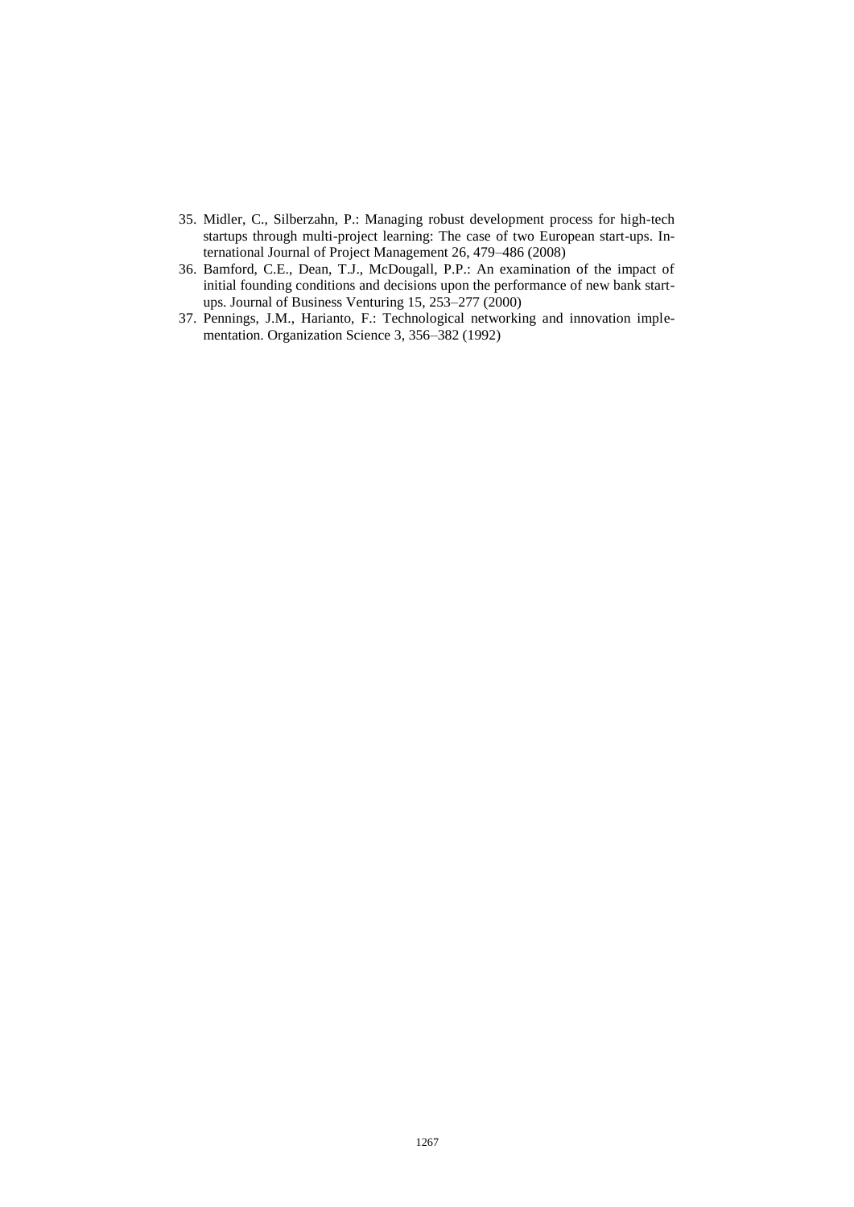35. Midler, C., Silberzahn, P.: Managing robust development process for high-tech startups through multi-project learning: The case of two European start-ups. International Journal of Project Management 26, 479–486 (2008)
36. Bamford, C.E., Dean, T.J., McDougall, P.P.: An examination of the impact of initial founding conditions and decisions upon the performance of new bank start-ups. Journal of Business Venturing 15, 253–277 (2000)
37. Pennings, J.M., Harianto, F.: Technological networking and innovation implementation. Organization Science 3, 356–382 (1992)